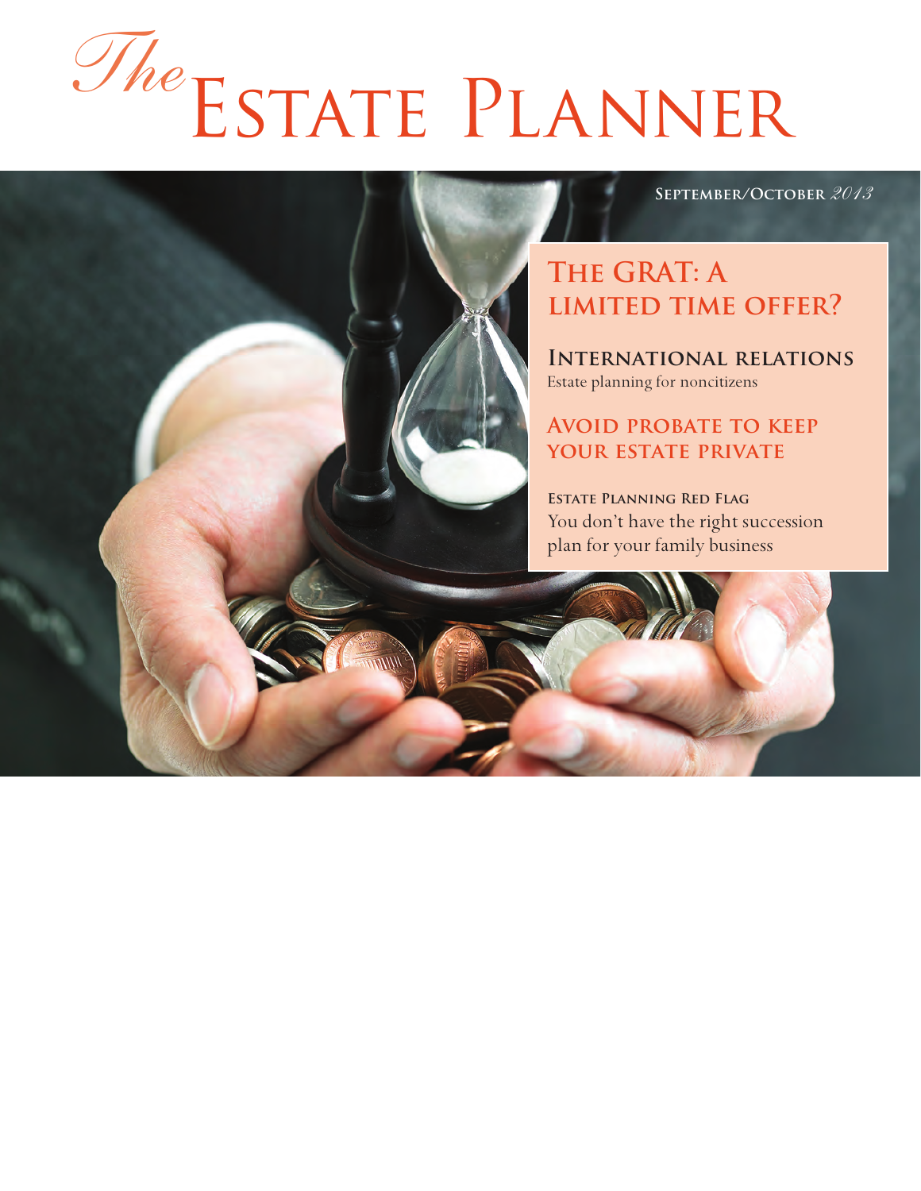# *The* Estate Planner

**September/October** *2013*

## The GRAT: A limited time offer?

## International relations
Estate planning for noncitizens

## Avoid probate to keep your estate private

**Estate Planning Red Flag**
You don't have the right succession plan for your family business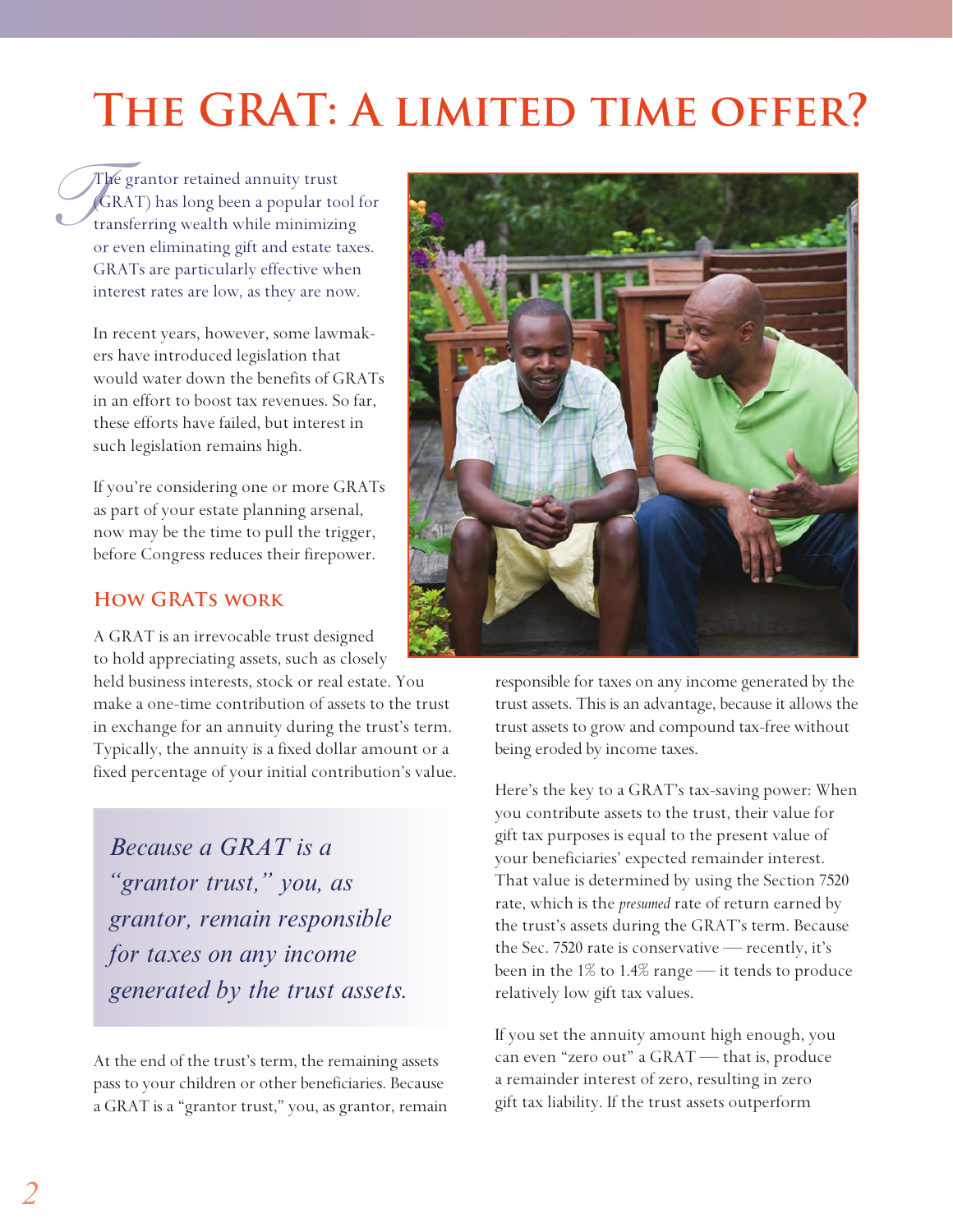# The GRAT: A limited time offer?

The grantor retained annuity trust (GRAT) has long been a popular tool for transferring wealth while minimizing or even eliminating gift and estate taxes. GRATs are particularly effective when interest rates are low, as they are now.

In recent years, however, some lawmakers have introduced legislation that would water down the benefits of GRATs in an effort to boost tax revenues. So far, these efforts have failed, but interest in such legislation remains high.

If you're considering one or more GRATs as part of your estate planning arsenal, now may be the time to pull the trigger, before Congress reduces their firepower.

## How GRATs work

A GRAT is an irrevocable trust designed to hold appreciating assets, such as closely held business interests, stock or real estate. You make a one-time contribution of assets to the trust in exchange for an annuity during the trust's term. Typically, the annuity is a fixed dollar amount or a fixed percentage of your initial contribution's value.

> *Because a GRAT is a "grantor trust," you, as grantor, remain responsible for taxes on any income generated by the trust assets.*

At the end of the trust's term, the remaining assets pass to your children or other beneficiaries. Because a GRAT is a "grantor trust," you, as grantor, remain responsible for taxes on any income generated by the trust assets. This is an advantage, because it allows the trust assets to grow and compound tax-free without being eroded by income taxes.

Here's the key to a GRAT's tax-saving power: When you contribute assets to the trust, their value for gift tax purposes is equal to the present value of your beneficiaries' expected remainder interest. That value is determined by using the Section 7520 rate, which is the *presumed* rate of return earned by the trust's assets during the GRAT's term. Because the Sec. 7520 rate is conservative — recently, it's been in the 1% to 1.4% range — it tends to produce relatively low gift tax values.

If you set the annuity amount high enough, you can even "zero out" a GRAT — that is, produce a remainder interest of zero, resulting in zero gift tax liability. If the trust assets outperform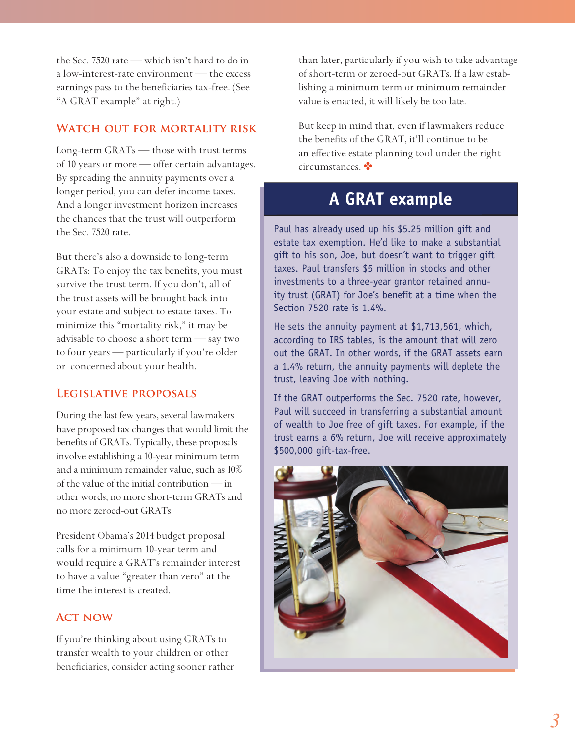the Sec. 7520 rate — which isn't hard to do in a low-interest-rate environment — the excess earnings pass to the beneficiaries tax-free. (See "A GRAT example" at right.)

## Watch out for mortality risk

Long-term GRATs — those with trust terms of 10 years or more — offer certain advantages. By spreading the annuity payments over a longer period, you can defer income taxes. And a longer investment horizon increases the chances that the trust will outperform the Sec. 7520 rate.

But there's also a downside to long-term GRATs: To enjoy the tax benefits, you must survive the trust term. If you don't, all of the trust assets will be brought back into your estate and subject to estate taxes. To minimize this "mortality risk," it may be advisable to choose a short term — say two to four years — particularly if you're older or concerned about your health.

## Legislative proposals

During the last few years, several lawmakers have proposed tax changes that would limit the benefits of GRATs. Typically, these proposals involve establishing a 10-year minimum term and a minimum remainder value, such as 10% of the value of the initial contribution — in other words, no more short-term GRATs and no more zeroed-out GRATs.

President Obama's 2014 budget proposal calls for a minimum 10-year term and would require a GRAT's remainder interest to have a value "greater than zero" at the time the interest is created.

## Act now

If you're thinking about using GRATs to transfer wealth to your children or other beneficiaries, consider acting sooner rather than later, particularly if you wish to take advantage of short-term or zeroed-out GRATs. If a law establishing a minimum term or minimum remainder value is enacted, it will likely be too late.

But keep in mind that, even if lawmakers reduce the benefits of the GRAT, it'll continue to be an effective estate planning tool under the right circumstances. ✤

## A GRAT example

Paul has already used up his $5.25 million gift and estate tax exemption. He'd like to make a substantial gift to his son, Joe, but doesn't want to trigger gift taxes. Paul transfers $5 million in stocks and other investments to a three-year grantor retained annuity trust (GRAT) for Joe's benefit at a time when the Section 7520 rate is 1.4%.

He sets the annuity payment at $1,713,561, which, according to IRS tables, is the amount that will zero out the GRAT. In other words, if the GRAT assets earn a 1.4% return, the annuity payments will deplete the trust, leaving Joe with nothing.

If the GRAT outperforms the Sec. 7520 rate, however, Paul will succeed in transferring a substantial amount of wealth to Joe free of gift taxes. For example, if the trust earns a 6% return, Joe will receive approximately $500,000 gift-tax-free.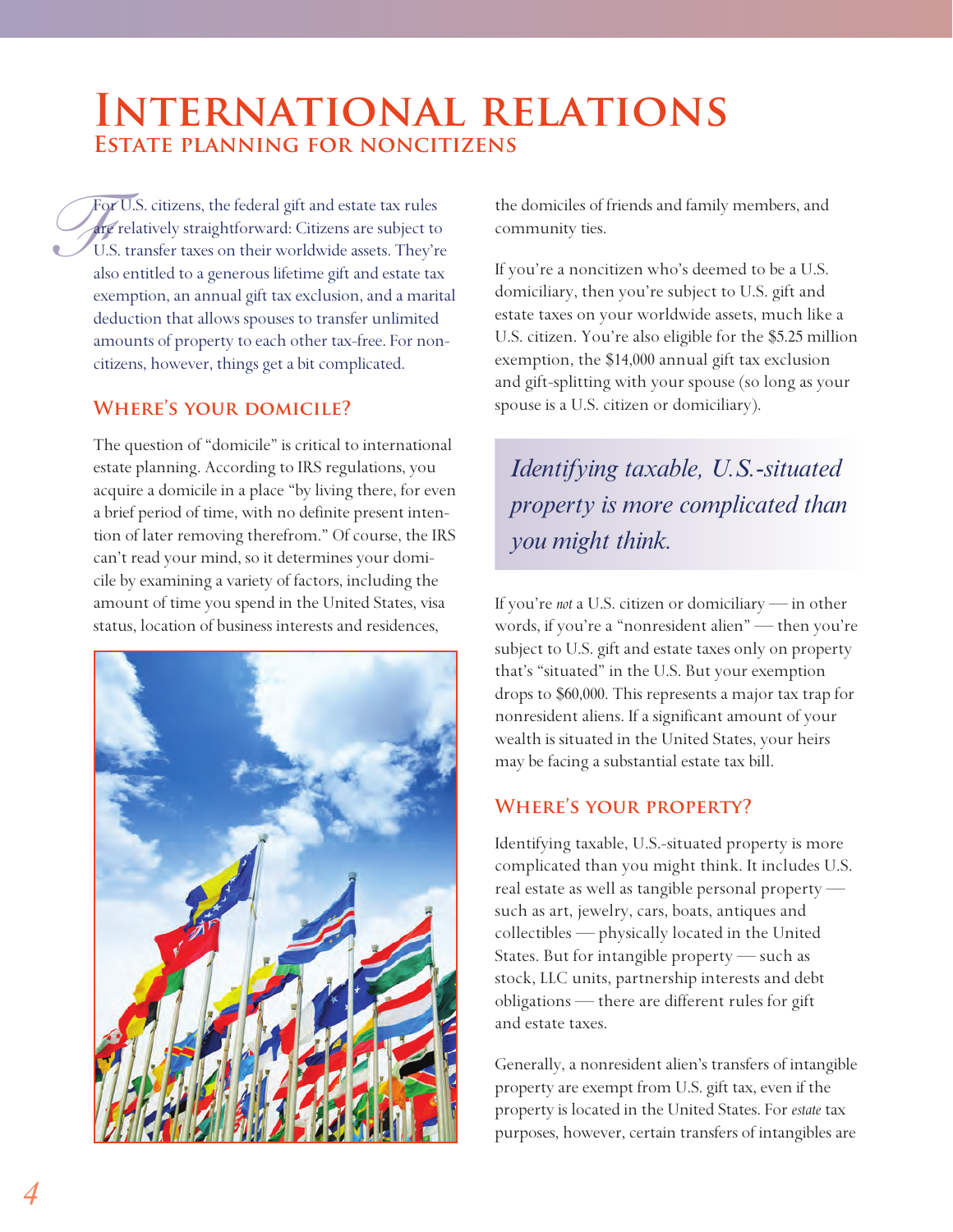# International relations

## Estate planning for noncitizens

For U.S. citizens, the federal gift and estate tax rules are relatively straightforward: Citizens are subject to U.S. transfer taxes on their worldwide assets. They're also entitled to a generous lifetime gift and estate tax exemption, an annual gift tax exclusion, and a marital deduction that allows spouses to transfer unlimited amounts of property to each other tax-free. For noncitizens, however, things get a bit complicated.

### Where's your domicile?

The question of "domicile" is critical to international estate planning. According to IRS regulations, you acquire a domicile in a place "by living there, for even a brief period of time, with no definite present intention of later removing therefrom." Of course, the IRS can't read your mind, so it determines your domicile by examining a variety of factors, including the amount of time you spend in the United States, visa status, location of business interests and residences, the domiciles of friends and family members, and community ties.

If you're a noncitizen who's deemed to be a U.S. domiciliary, then you're subject to U.S. gift and estate taxes on your worldwide assets, much like a U.S. citizen. You're also eligible for the $5.25 million exemption, the $14,000 annual gift tax exclusion and gift-splitting with your spouse (so long as your spouse is a U.S. citizen or domiciliary).

*Identifying taxable, U.S.-situated property is more complicated than you might think.*

If you're *not* a U.S. citizen or domiciliary — in other words, if you're a "nonresident alien" — then you're subject to U.S. gift and estate taxes only on property that's "situated" in the U.S. But your exemption drops to $60,000. This represents a major tax trap for nonresident aliens. If a significant amount of your wealth is situated in the United States, your heirs may be facing a substantial estate tax bill.

### Where's your property?

Identifying taxable, U.S.-situated property is more complicated than you might think. It includes U.S. real estate as well as tangible personal property — such as art, jewelry, cars, boats, antiques and collectibles — physically located in the United States. But for intangible property — such as stock, LLC units, partnership interests and debt obligations — there are different rules for gift and estate taxes.

Generally, a nonresident alien's transfers of intangible property are exempt from U.S. gift tax, even if the property is located in the United States. For *estate* tax purposes, however, certain transfers of intangibles are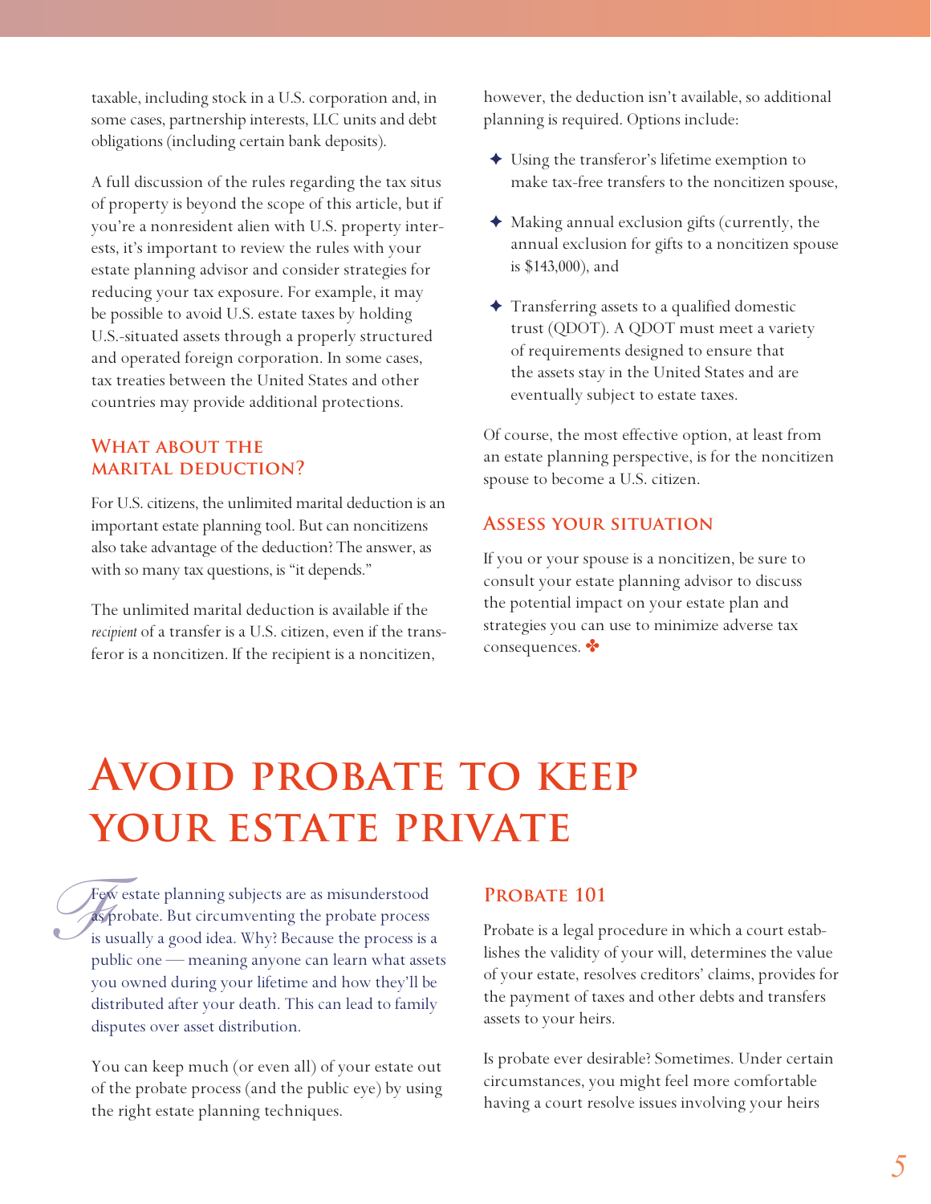taxable, including stock in a U.S. corporation and, in some cases, partnership interests, LLC units and debt obligations (including certain bank deposits).

A full discussion of the rules regarding the tax situs of property is beyond the scope of this article, but if you're a nonresident alien with U.S. property interests, it's important to review the rules with your estate planning advisor and consider strategies for reducing your tax exposure. For example, it may be possible to avoid U.S. estate taxes by holding U.S.-situated assets through a properly structured and operated foreign corporation. In some cases, tax treaties between the United States and other countries may provide additional protections.

### What about the marital deduction?

For U.S. citizens, the unlimited marital deduction is an important estate planning tool. But can noncitizens also take advantage of the deduction? The answer, as with so many tax questions, is "it depends."

The unlimited marital deduction is available if the *recipient* of a transfer is a U.S. citizen, even if the transferor is a noncitizen. If the recipient is a noncitizen, however, the deduction isn't available, so additional planning is required. Options include:

- Using the transferor's lifetime exemption to make tax-free transfers to the noncitizen spouse,
- Making annual exclusion gifts (currently, the annual exclusion for gifts to a noncitizen spouse is $143,000), and
- Transferring assets to a qualified domestic trust (QDOT). A QDOT must meet a variety of requirements designed to ensure that the assets stay in the United States and are eventually subject to estate taxes.

Of course, the most effective option, at least from an estate planning perspective, is for the noncitizen spouse to become a U.S. citizen.

### Assess your situation

If you or your spouse is a noncitizen, be sure to consult your estate planning advisor to discuss the potential impact on your estate plan and strategies you can use to minimize adverse tax consequences. ✤

# Avoid probate to keep your estate private

Few estate planning subjects are as misunderstood as probate. But circumventing the probate process is usually a good idea. Why? Because the process is a public one — meaning anyone can learn what assets you owned during your lifetime and how they'll be distributed after your death. This can lead to family disputes over asset distribution.

You can keep much (or even all) of your estate out of the probate process (and the public eye) by using the right estate planning techniques.

### Probate 101

Probate is a legal procedure in which a court establishes the validity of your will, determines the value of your estate, resolves creditors' claims, provides for the payment of taxes and other debts and transfers assets to your heirs.

Is probate ever desirable? Sometimes. Under certain circumstances, you might feel more comfortable having a court resolve issues involving your heirs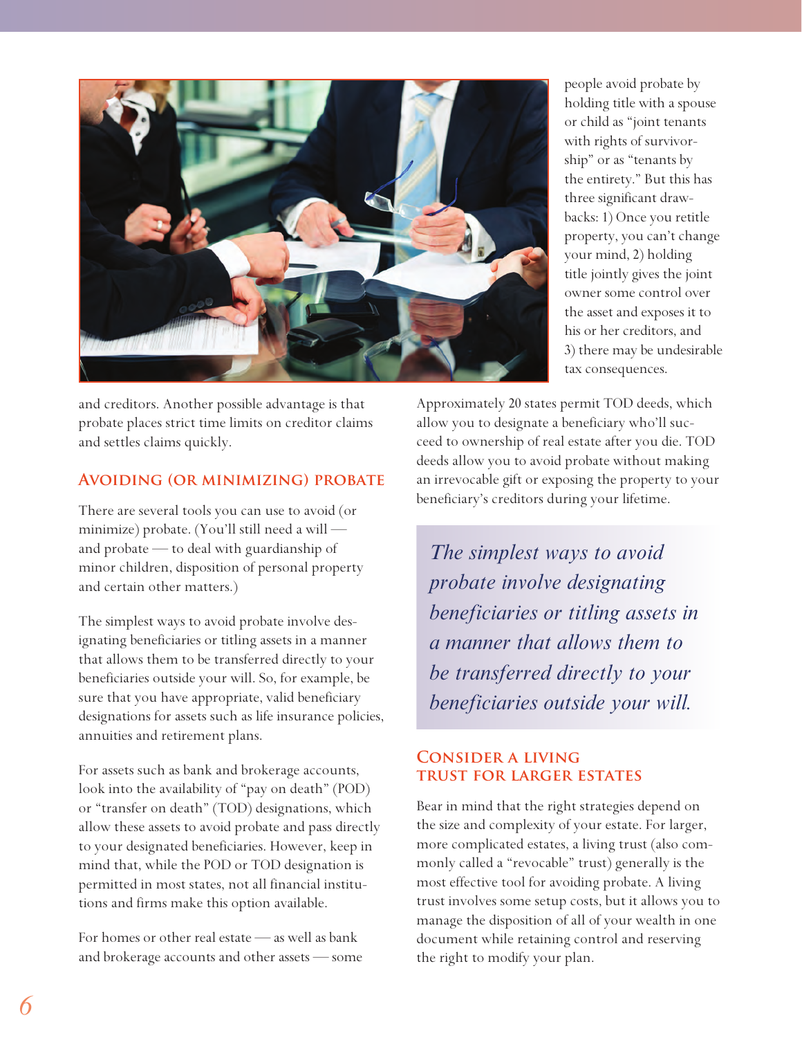and creditors. Another possible advantage is that probate places strict time limits on creditor claims and settles claims quickly.

## Avoiding (or minimizing) probate

There are several tools you can use to avoid (or minimize) probate. (You'll still need a will — and probate — to deal with guardianship of minor children, disposition of personal property and certain other matters.)

The simplest ways to avoid probate involve designating beneficiaries or titling assets in a manner that allows them to be transferred directly to your beneficiaries outside your will. So, for example, be sure that you have appropriate, valid beneficiary designations for assets such as life insurance policies, annuities and retirement plans.

For assets such as bank and brokerage accounts, look into the availability of "pay on death" (POD) or "transfer on death" (TOD) designations, which allow these assets to avoid probate and pass directly to your designated beneficiaries. However, keep in mind that, while the POD or TOD designation is permitted in most states, not all financial institutions and firms make this option available.

For homes or other real estate — as well as bank and brokerage accounts and other assets — some people avoid probate by holding title with a spouse or child as "joint tenants with rights of survivorship" or as "tenants by the entirety." But this has three significant drawbacks: 1) Once you retitle property, you can't change your mind, 2) holding title jointly gives the joint owner some control over the asset and exposes it to his or her creditors, and 3) there may be undesirable tax consequences.

Approximately 20 states permit TOD deeds, which allow you to designate a beneficiary who'll succeed to ownership of real estate after you die. TOD deeds allow you to avoid probate without making an irrevocable gift or exposing the property to your beneficiary's creditors during your lifetime.

> *The simplest ways to avoid probate involve designating beneficiaries or titling assets in a manner that allows them to be transferred directly to your beneficiaries outside your will.*

## Consider a living trust for larger estates

Bear in mind that the right strategies depend on the size and complexity of your estate. For larger, more complicated estates, a living trust (also commonly called a "revocable" trust) generally is the most effective tool for avoiding probate. A living trust involves some setup costs, but it allows you to manage the disposition of all of your wealth in one document while retaining control and reserving the right to modify your plan.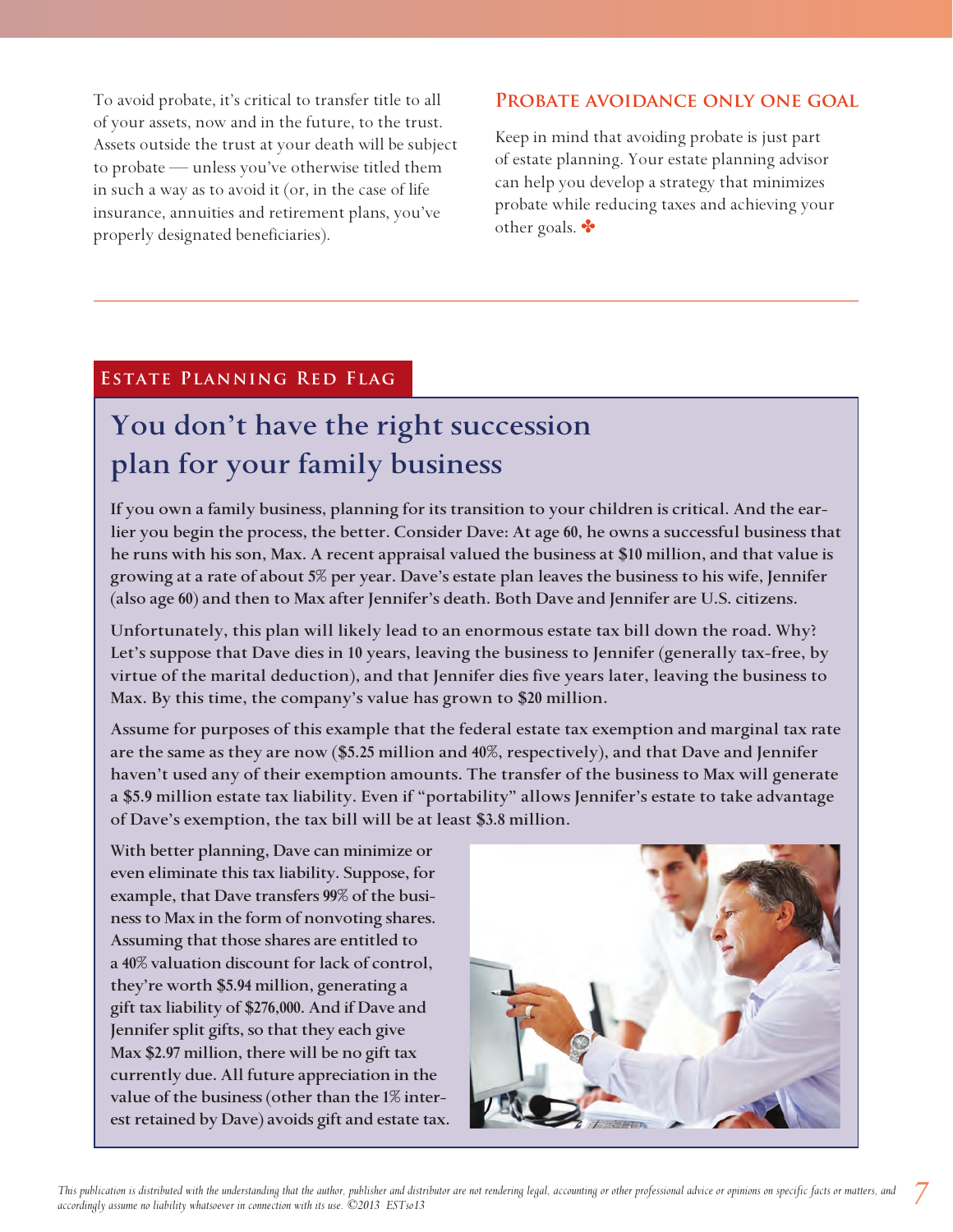To avoid probate, it's critical to transfer title to all of your assets, now and in the future, to the trust. Assets outside the trust at your death will be subject to probate — unless you've otherwise titled them in such a way as to avoid it (or, in the case of life insurance, annuities and retirement plans, you've properly designated beneficiaries).

### Probate avoidance only one goal

Keep in mind that avoiding probate is just part of estate planning. Your estate planning advisor can help you develop a strategy that minimizes probate while reducing taxes and achieving your other goals. ✤

---

**Estate Planning Red Flag**

## You don't have the right succession plan for your family business

If you own a family business, planning for its transition to your children is critical. And the earlier you begin the process, the better. Consider Dave: At age 60, he owns a successful business that he runs with his son, Max. A recent appraisal valued the business at $10 million, and that value is growing at a rate of about 5% per year. Dave's estate plan leaves the business to his wife, Jennifer (also age 60) and then to Max after Jennifer's death. Both Dave and Jennifer are U.S. citizens.

Unfortunately, this plan will likely lead to an enormous estate tax bill down the road. Why? Let's suppose that Dave dies in 10 years, leaving the business to Jennifer (generally tax-free, by virtue of the marital deduction), and that Jennifer dies five years later, leaving the business to Max. By this time, the company's value has grown to $20 million.

Assume for purposes of this example that the federal estate tax exemption and marginal tax rate are the same as they are now ($5.25 million and 40%, respectively), and that Dave and Jennifer haven't used any of their exemption amounts. The transfer of the business to Max will generate a $5.9 million estate tax liability. Even if "portability" allows Jennifer's estate to take advantage of Dave's exemption, the tax bill will be at least $3.8 million.

With better planning, Dave can minimize or even eliminate this tax liability. Suppose, for example, that Dave transfers 99% of the business to Max in the form of nonvoting shares. Assuming that those shares are entitled to a 40% valuation discount for lack of control, they're worth $5.94 million, generating a gift tax liability of $276,000. And if Dave and Jennifer split gifts, so that they each give Max $2.97 million, there will be no gift tax currently due. All future appreciation in the value of the business (other than the 1% interest retained by Dave) avoids gift and estate tax.

*This publication is distributed with the understanding that the author, publisher and distributor are not rendering legal, accounting or other professional advice or opinions on specific facts or matters, and accordingly assume no liability whatsoever in connection with its use. ©2013 ESTso13*